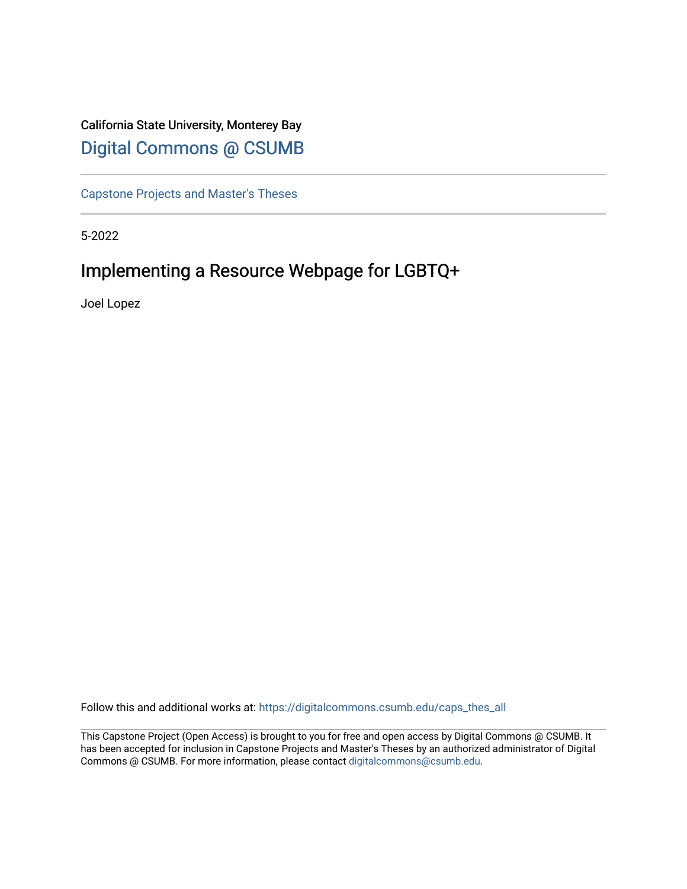California State University, Monterey Bay

Digital Commons @ CSUMB

Capstone Projects and Master's Theses

5-2022

# Implementing a Resource Webpage for LGBTQ+

Joel Lopez

Follow this and additional works at: https://digitalcommons.csumb.edu/caps_thes_all

This Capstone Project (Open Access) is brought to you for free and open access by Digital Commons @ CSUMB. It has been accepted for inclusion in Capstone Projects and Master's Theses by an authorized administrator of Digital Commons @ CSUMB. For more information, please contact digitalcommons@csumb.edu.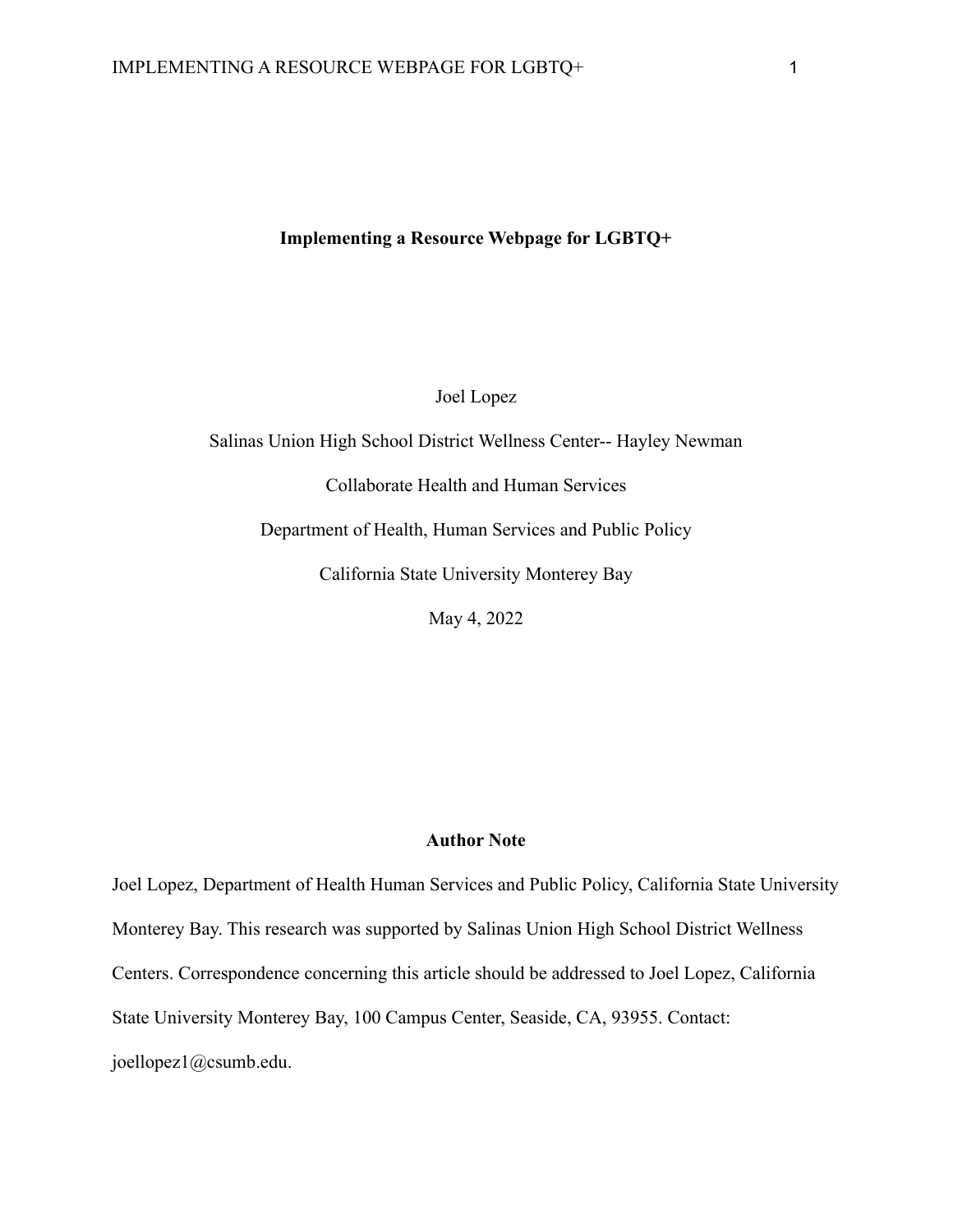# Implementing a Resource Webpage for LGBTQ+

Joel Lopez

Salinas Union High School District Wellness Center-- Hayley Newman

Collaborate Health and Human Services

Department of Health, Human Services and Public Policy

California State University Monterey Bay

May 4, 2022

## Author Note

Joel Lopez, Department of Health Human Services and Public Policy, California State University Monterey Bay. This research was supported by Salinas Union High School District Wellness Centers. Correspondence concerning this article should be addressed to Joel Lopez, California State University Monterey Bay, 100 Campus Center, Seaside, CA, 93955. Contact: joellopez1@csumb.edu.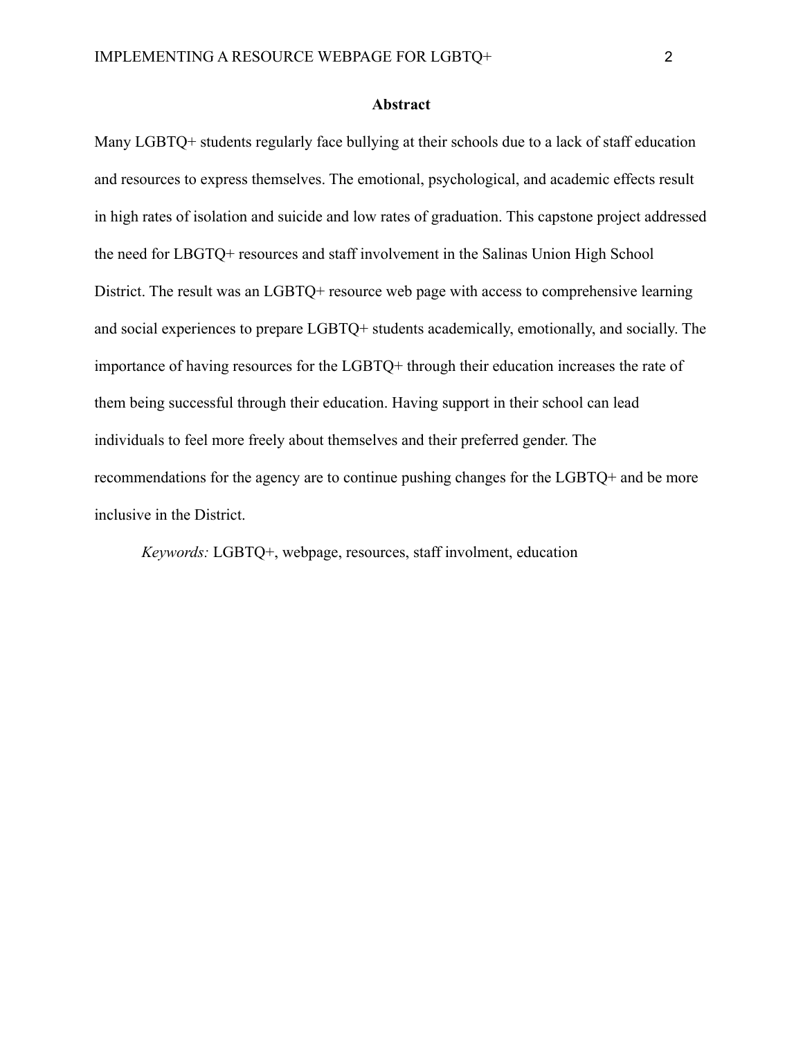## Abstract

Many LGBTQ+ students regularly face bullying at their schools due to a lack of staff education and resources to express themselves. The emotional, psychological, and academic effects result in high rates of isolation and suicide and low rates of graduation. This capstone project addressed the need for LBGTQ+ resources and staff involvement in the Salinas Union High School District. The result was an LGBTQ+ resource web page with access to comprehensive learning and social experiences to prepare LGBTQ+ students academically, emotionally, and socially. The importance of having resources for the LGBTQ+ through their education increases the rate of them being successful through their education. Having support in their school can lead individuals to feel more freely about themselves and their preferred gender. The recommendations for the agency are to continue pushing changes for the LGBTQ+ and be more inclusive in the District.

*Keywords:* LGBTQ+, webpage, resources, staff involment, education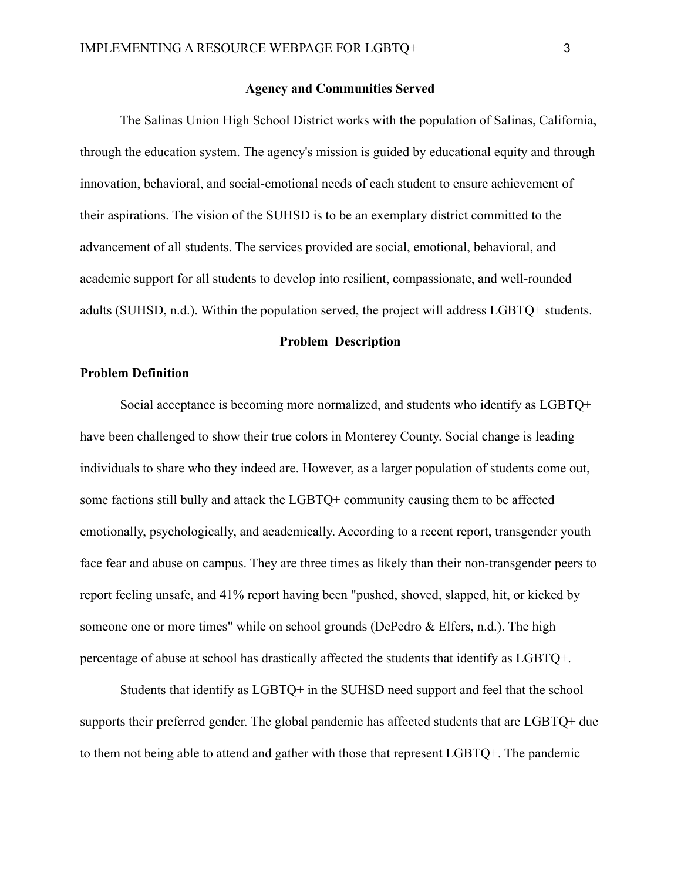## Agency and Communities Served

The Salinas Union High School District works with the population of Salinas, California, through the education system. The agency's mission is guided by educational equity and through innovation, behavioral, and social-emotional needs of each student to ensure achievement of their aspirations. The vision of the SUHSD is to be an exemplary district committed to the advancement of all students. The services provided are social, emotional, behavioral, and academic support for all students to develop into resilient, compassionate, and well-rounded adults (SUHSD, n.d.). Within the population served, the project will address LGBTQ+ students.

## Problem Description

### Problem Definition

Social acceptance is becoming more normalized, and students who identify as LGBTQ+ have been challenged to show their true colors in Monterey County. Social change is leading individuals to share who they indeed are. However, as a larger population of students come out, some factions still bully and attack the LGBTQ+ community causing them to be affected emotionally, psychologically, and academically. According to a recent report, transgender youth face fear and abuse on campus. They are three times as likely than their non-transgender peers to report feeling unsafe, and 41% report having been "pushed, shoved, slapped, hit, or kicked by someone one or more times" while on school grounds (DePedro & Elfers, n.d.). The high percentage of abuse at school has drastically affected the students that identify as LGBTQ+.

Students that identify as LGBTQ+ in the SUHSD need support and feel that the school supports their preferred gender. The global pandemic has affected students that are LGBTQ+ due to them not being able to attend and gather with those that represent LGBTQ+. The pandemic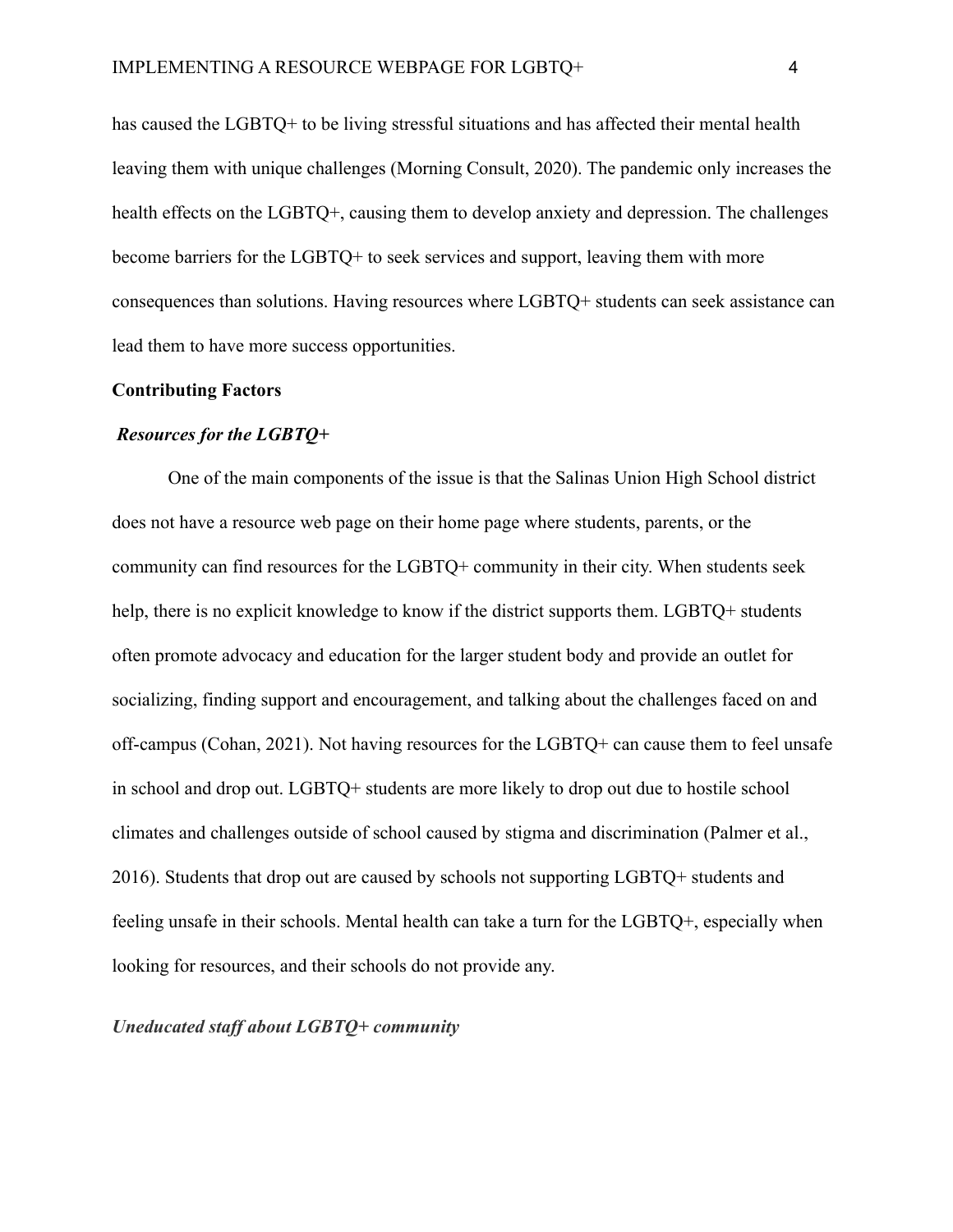has caused the LGBTQ+ to be living stressful situations and has affected their mental health leaving them with unique challenges (Morning Consult, 2020). The pandemic only increases the health effects on the LGBTQ+, causing them to develop anxiety and depression. The challenges become barriers for the LGBTQ+ to seek services and support, leaving them with more consequences than solutions. Having resources where LGBTQ+ students can seek assistance can lead them to have more success opportunities.

## Contributing Factors

### *Resources for the LGBTQ+*

One of the main components of the issue is that the Salinas Union High School district does not have a resource web page on their home page where students, parents, or the community can find resources for the LGBTQ+ community in their city. When students seek help, there is no explicit knowledge to know if the district supports them. LGBTQ+ students often promote advocacy and education for the larger student body and provide an outlet for socializing, finding support and encouragement, and talking about the challenges faced on and off-campus (Cohan, 2021). Not having resources for the LGBTQ+ can cause them to feel unsafe in school and drop out. LGBTQ+ students are more likely to drop out due to hostile school climates and challenges outside of school caused by stigma and discrimination (Palmer et al., 2016). Students that drop out are caused by schools not supporting LGBTQ+ students and feeling unsafe in their schools. Mental health can take a turn for the LGBTQ+, especially when looking for resources, and their schools do not provide any.

### *Uneducated staff about LGBTQ+ community*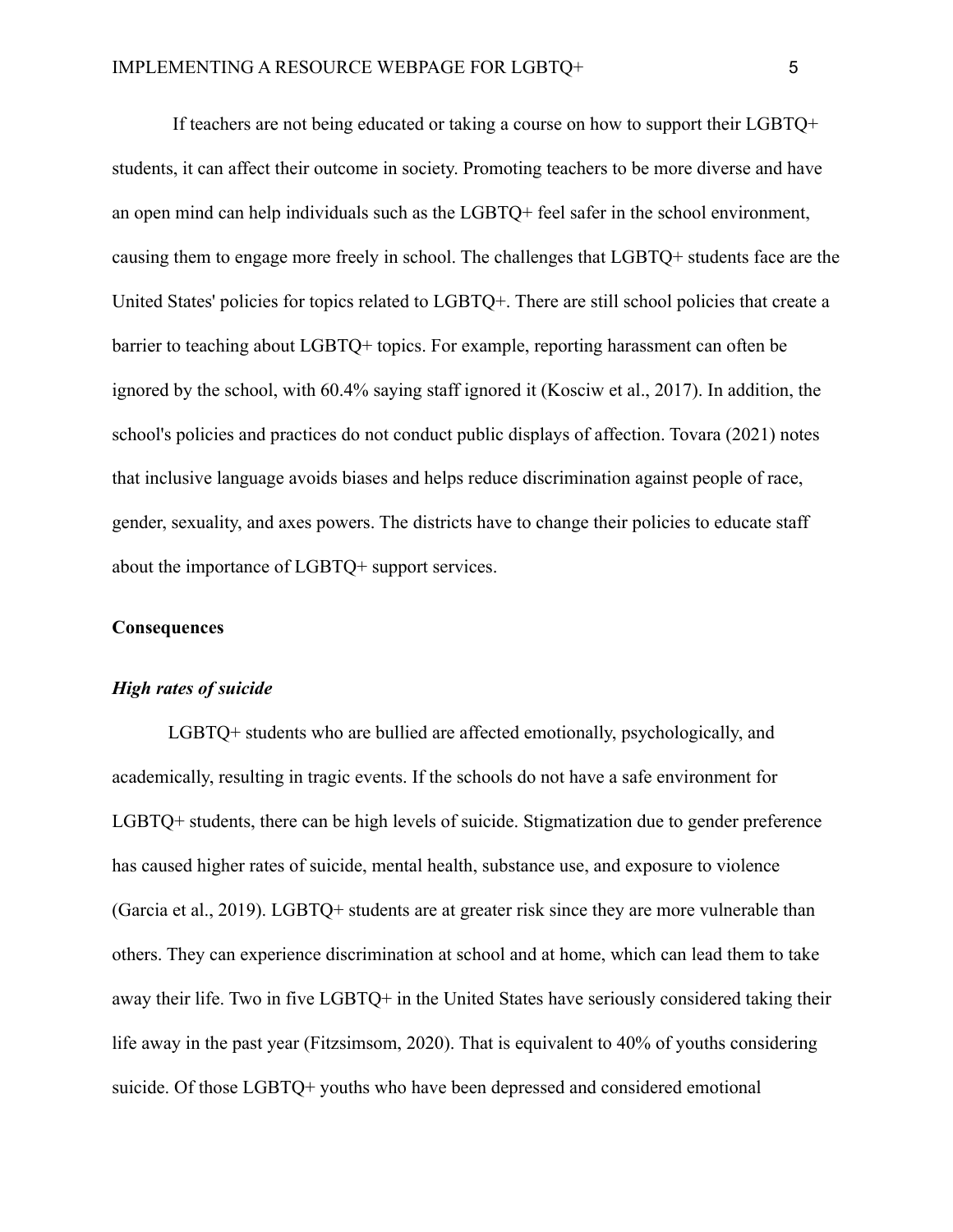If teachers are not being educated or taking a course on how to support their LGBTQ+ students, it can affect their outcome in society. Promoting teachers to be more diverse and have an open mind can help individuals such as the LGBTQ+ feel safer in the school environment, causing them to engage more freely in school. The challenges that LGBTQ+ students face are the United States' policies for topics related to LGBTQ+. There are still school policies that create a barrier to teaching about LGBTQ+ topics. For example, reporting harassment can often be ignored by the school, with 60.4% saying staff ignored it (Kosciw et al., 2017). In addition, the school's policies and practices do not conduct public displays of affection. Tovara (2021) notes that inclusive language avoids biases and helps reduce discrimination against people of race, gender, sexuality, and axes powers. The districts have to change their policies to educate staff about the importance of LGBTQ+ support services.

## Consequences

### *High rates of suicide*

LGBTQ+ students who are bullied are affected emotionally, psychologically, and academically, resulting in tragic events. If the schools do not have a safe environment for LGBTQ+ students, there can be high levels of suicide. Stigmatization due to gender preference has caused higher rates of suicide, mental health, substance use, and exposure to violence (Garcia et al., 2019). LGBTQ+ students are at greater risk since they are more vulnerable than others. They can experience discrimination at school and at home, which can lead them to take away their life. Two in five LGBTQ+ in the United States have seriously considered taking their life away in the past year (Fitzsimsom, 2020). That is equivalent to 40% of youths considering suicide. Of those LGBTQ+ youths who have been depressed and considered emotional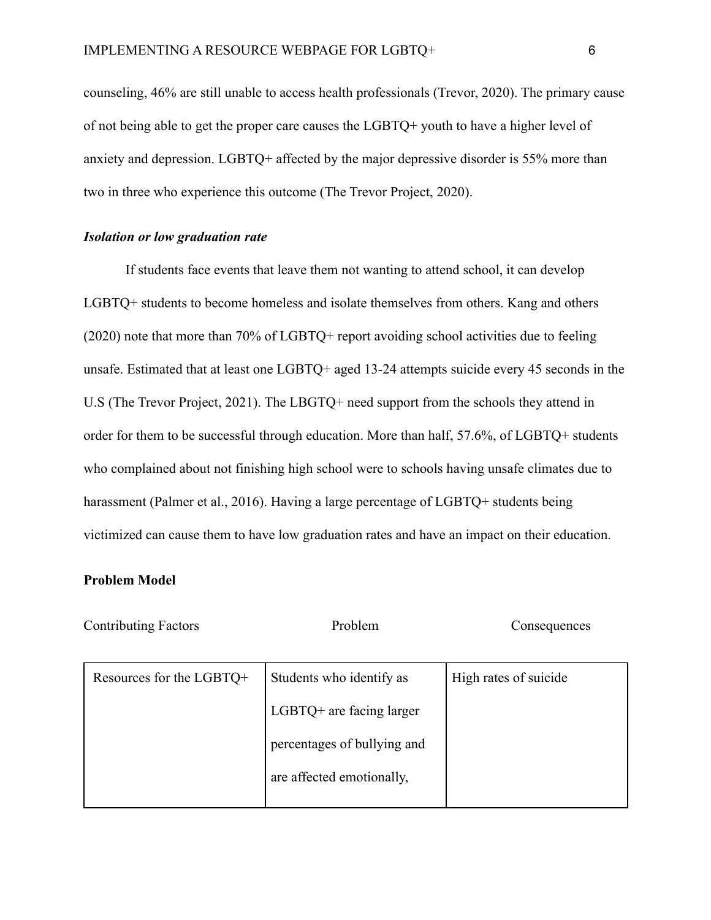counseling, 46% are still unable to access health professionals (Trevor, 2020). The primary cause of not being able to get the proper care causes the LGBTQ+ youth to have a higher level of anxiety and depression. LGBTQ+ affected by the major depressive disorder is 55% more than two in three who experience this outcome (The Trevor Project, 2020).

***Isolation or low graduation rate***

If students face events that leave them not wanting to attend school, it can develop LGBTQ+ students to become homeless and isolate themselves from others. Kang and others (2020) note that more than 70% of LGBTQ+ report avoiding school activities due to feeling unsafe. Estimated that at least one LGBTQ+ aged 13-24 attempts suicide every 45 seconds in the U.S (The Trevor Project, 2021). The LBGTQ+ need support from the schools they attend in order for them to be successful through education. More than half, 57.6%, of LGBTQ+ students who complained about not finishing high school were to schools having unsafe climates due to harassment (Palmer et al., 2016). Having a large percentage of LGBTQ+ students being victimized can cause them to have low graduation rates and have an impact on their education.

**Problem Model**

| Contributing Factors | Problem | Consequences |
|---|---|---|
| Resources for the LGBTQ+ | Students who identify as LGBTQ+ are facing larger percentages of bullying and are affected emotionally, | High rates of suicide |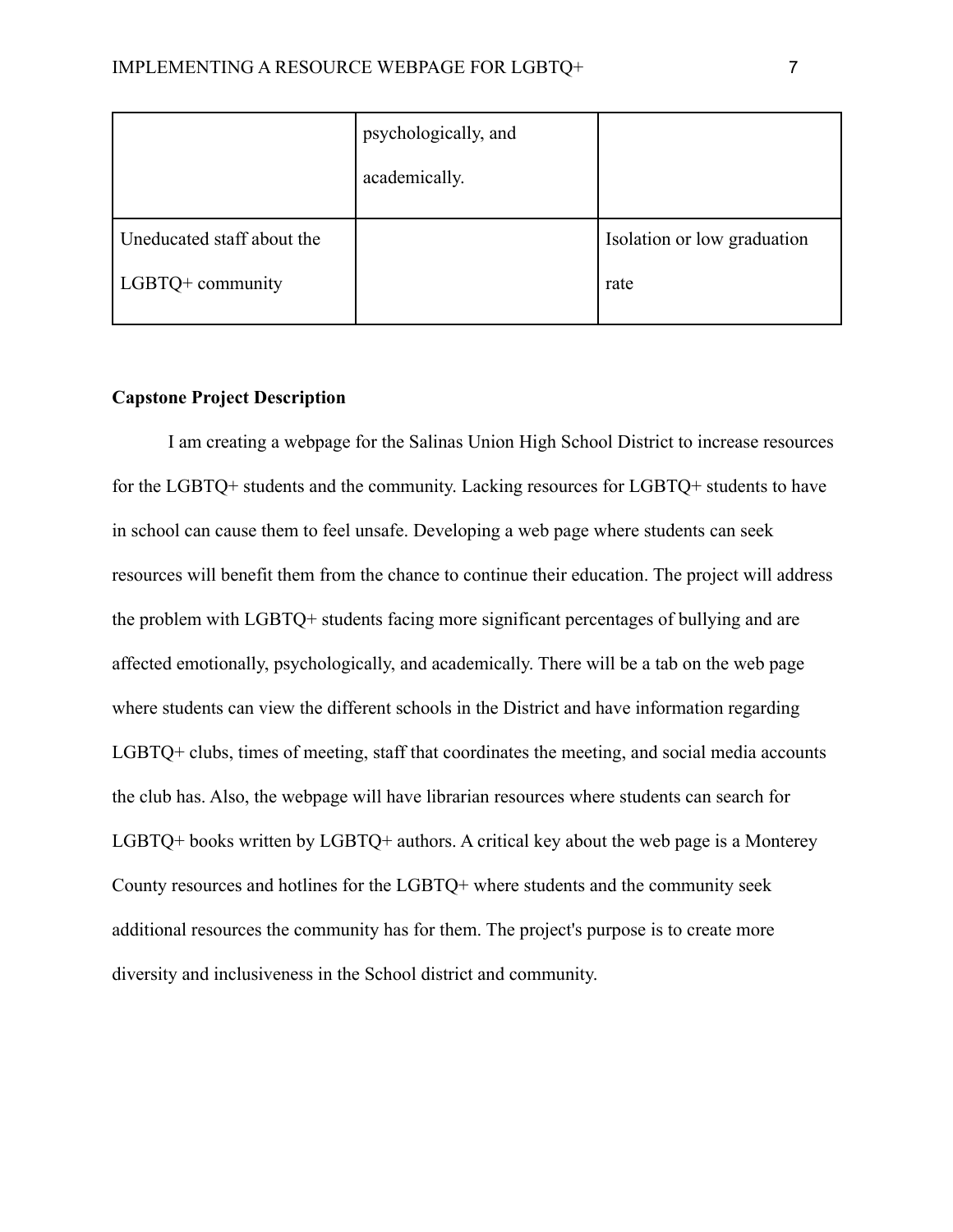|  |  |  |
|---|---|---|
|  | psychologically, and academically. |  |
| Uneducated staff about the LGBTQ+ community |  | Isolation or low graduation rate |

**Capstone Project Description**

I am creating a webpage for the Salinas Union High School District to increase resources for the LGBTQ+ students and the community. Lacking resources for LGBTQ+ students to have in school can cause them to feel unsafe. Developing a web page where students can seek resources will benefit them from the chance to continue their education. The project will address the problem with LGBTQ+ students facing more significant percentages of bullying and are affected emotionally, psychologically, and academically. There will be a tab on the web page where students can view the different schools in the District and have information regarding LGBTQ+ clubs, times of meeting, staff that coordinates the meeting, and social media accounts the club has. Also, the webpage will have librarian resources where students can search for LGBTQ+ books written by LGBTQ+ authors. A critical key about the web page is a Monterey County resources and hotlines for the LGBTQ+ where students and the community seek additional resources the community has for them. The project's purpose is to create more diversity and inclusiveness in the School district and community.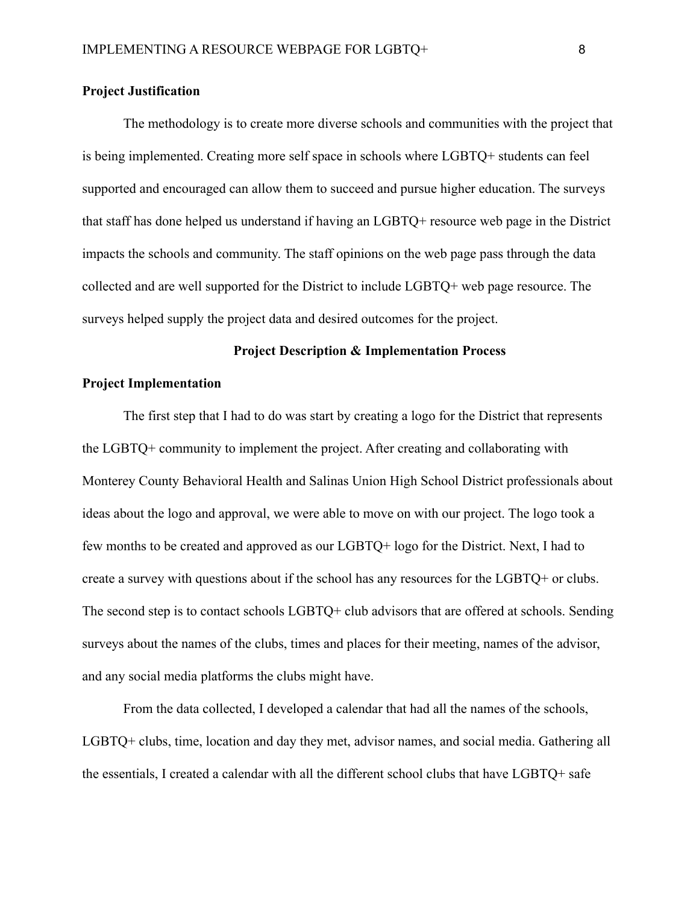**Project Justification**

The methodology is to create more diverse schools and communities with the project that is being implemented. Creating more self space in schools where LGBTQ+ students can feel supported and encouraged can allow them to succeed and pursue higher education. The surveys that staff has done helped us understand if having an LGBTQ+ resource web page in the District impacts the schools and community. The staff opinions on the web page pass through the data collected and are well supported for the District to include LGBTQ+ web page resource. The surveys helped supply the project data and desired outcomes for the project.

## Project Description & Implementation Process

**Project Implementation**

The first step that I had to do was start by creating a logo for the District that represents the LGBTQ+ community to implement the project. After creating and collaborating with Monterey County Behavioral Health and Salinas Union High School District professionals about ideas about the logo and approval, we were able to move on with our project. The logo took a few months to be created and approved as our LGBTQ+ logo for the District. Next, I had to create a survey with questions about if the school has any resources for the LGBTQ+ or clubs. The second step is to contact schools LGBTQ+ club advisors that are offered at schools. Sending surveys about the names of the clubs, times and places for their meeting, names of the advisor, and any social media platforms the clubs might have.

From the data collected, I developed a calendar that had all the names of the schools, LGBTQ+ clubs, time, location and day they met, advisor names, and social media. Gathering all the essentials, I created a calendar with all the different school clubs that have LGBTQ+ safe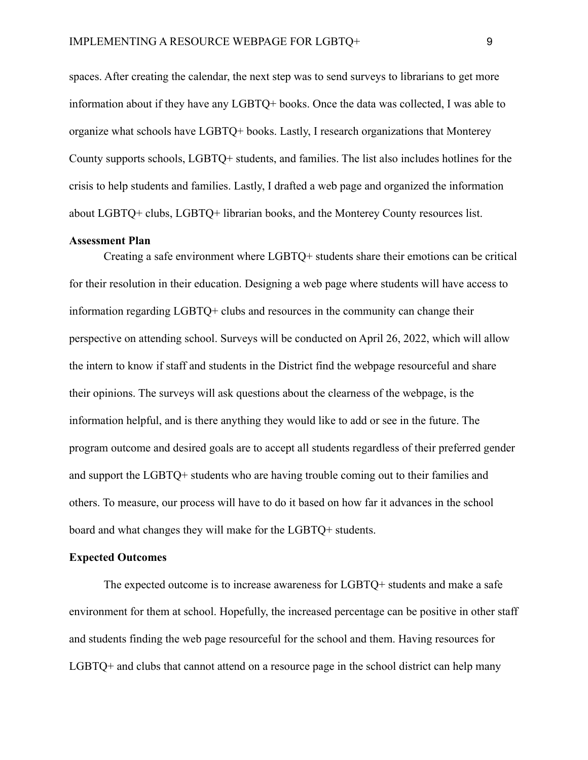spaces. After creating the calendar, the next step was to send surveys to librarians to get more information about if they have any LGBTQ+ books. Once the data was collected, I was able to organize what schools have LGBTQ+ books. Lastly, I research organizations that Monterey County supports schools, LGBTQ+ students, and families. The list also includes hotlines for the crisis to help students and families. Lastly, I drafted a web page and organized the information about LGBTQ+ clubs, LGBTQ+ librarian books, and the Monterey County resources list.

### Assessment Plan

Creating a safe environment where LGBTQ+ students share their emotions can be critical for their resolution in their education. Designing a web page where students will have access to information regarding LGBTQ+ clubs and resources in the community can change their perspective on attending school. Surveys will be conducted on April 26, 2022, which will allow the intern to know if staff and students in the District find the webpage resourceful and share their opinions. The surveys will ask questions about the clearness of the webpage, is the information helpful, and is there anything they would like to add or see in the future. The program outcome and desired goals are to accept all students regardless of their preferred gender and support the LGBTQ+ students who are having trouble coming out to their families and others. To measure, our process will have to do it based on how far it advances in the school board and what changes they will make for the LGBTQ+ students.

### Expected Outcomes

The expected outcome is to increase awareness for LGBTQ+ students and make a safe environment for them at school. Hopefully, the increased percentage can be positive in other staff and students finding the web page resourceful for the school and them. Having resources for LGBTQ+ and clubs that cannot attend on a resource page in the school district can help many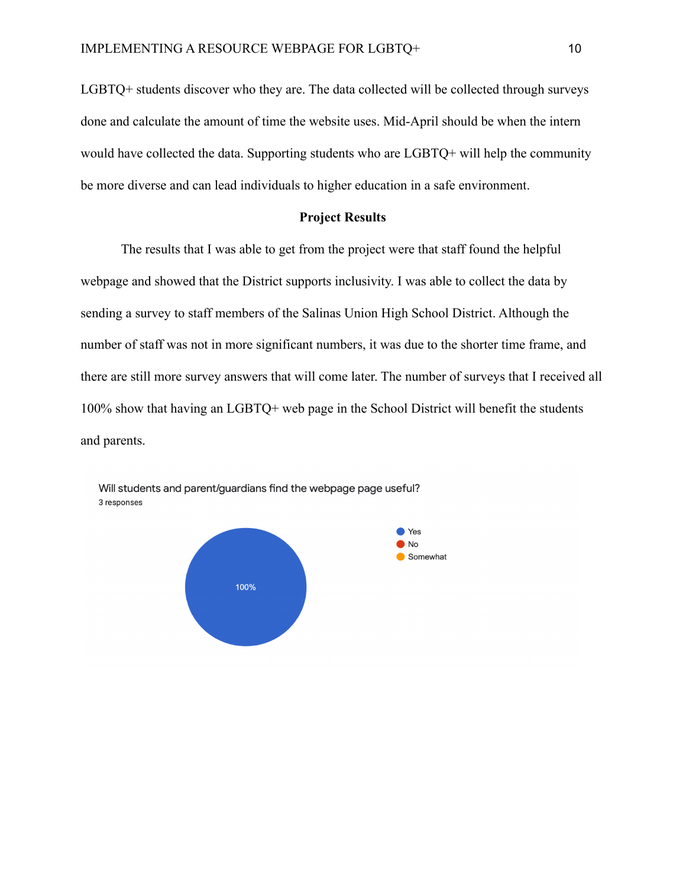LGBTQ+ students discover who they are. The data collected will be collected through surveys done and calculate the amount of time the website uses. Mid-April should be when the intern would have collected the data. Supporting students who are LGBTQ+ will help the community be more diverse and can lead individuals to higher education in a safe environment.

## Project Results

The results that I was able to get from the project were that staff found the helpful webpage and showed that the District supports inclusivity. I was able to collect the data by sending a survey to staff members of the Salinas Union High School District. Although the number of staff was not in more significant numbers, it was due to the shorter time frame, and there are still more survey answers that will come later. The number of surveys that I received all 100% show that having an LGBTQ+ web page in the School District will benefit the students and parents.

Will students and parent/guardians find the webpage page useful?
3 responses

- Yes
- No
- Somewhat

100%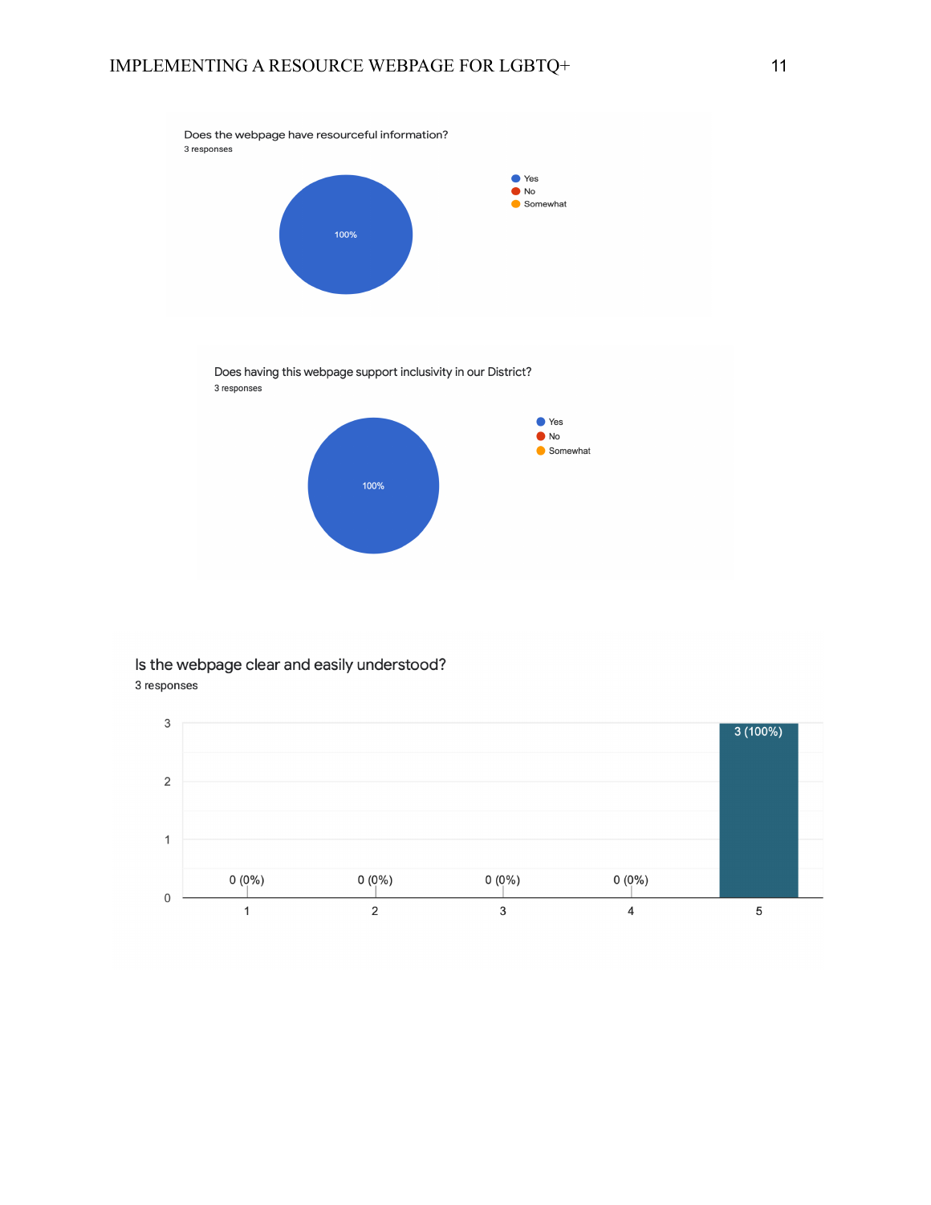Does the webpage have resourceful information?

3 responses

- Yes
- No
- Somewhat

100%

Does having this webpage support inclusivity in our District?

3 responses

- Yes
- No
- Somewhat

100%

Is the webpage clear and easily understood?

3 responses

| Rating | Responses |
|---|---|
| 1 | 0 (0%) |
| 2 | 0 (0%) |
| 3 | 0 (0%) |
| 4 | 0 (0%) |
| 5 | 3 (100%) |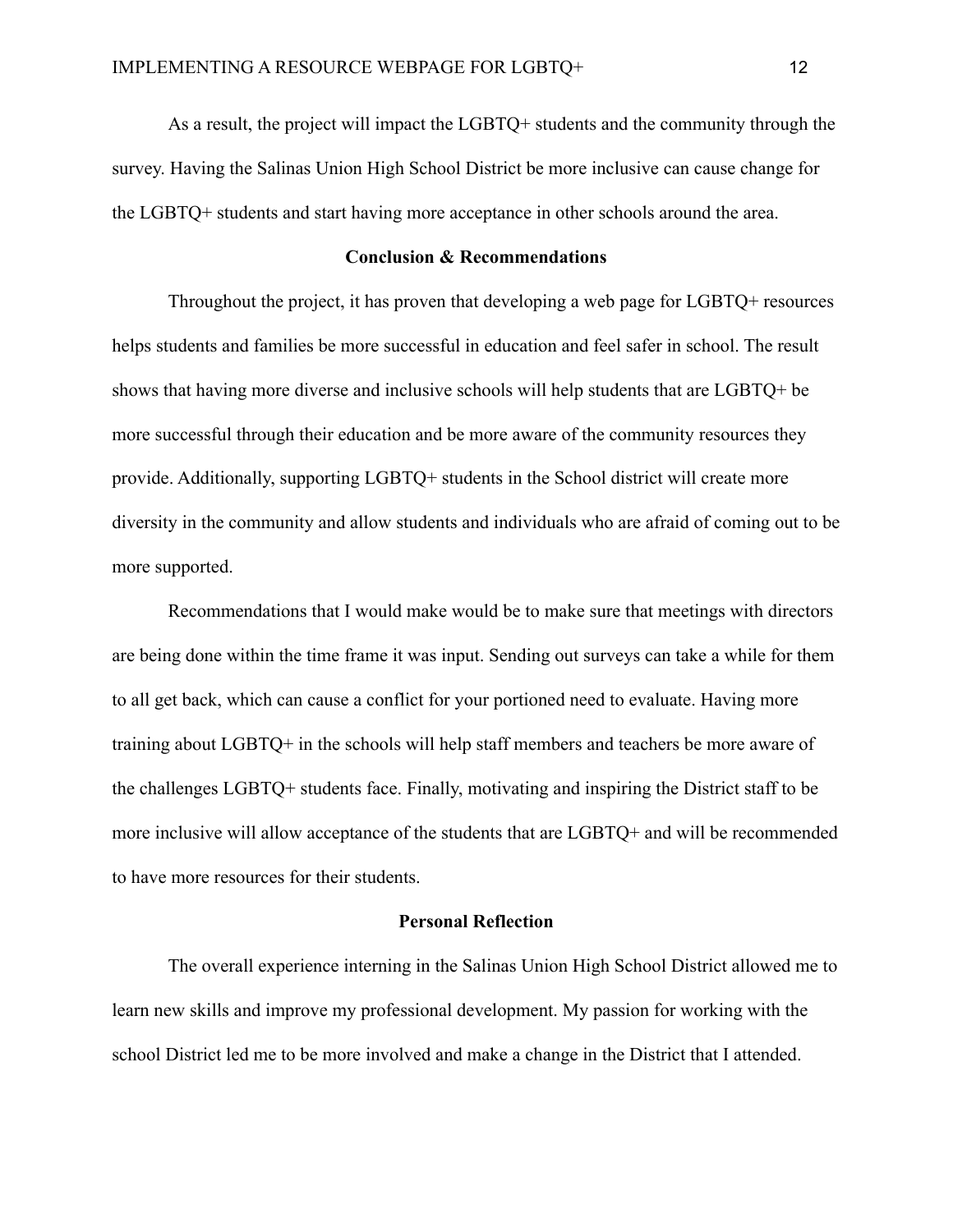As a result, the project will impact the LGBTQ+ students and the community through the survey. Having the Salinas Union High School District be more inclusive can cause change for the LGBTQ+ students and start having more acceptance in other schools around the area.

## Conclusion & Recommendations

Throughout the project, it has proven that developing a web page for LGBTQ+ resources helps students and families be more successful in education and feel safer in school. The result shows that having more diverse and inclusive schools will help students that are LGBTQ+ be more successful through their education and be more aware of the community resources they provide. Additionally, supporting LGBTQ+ students in the School district will create more diversity in the community and allow students and individuals who are afraid of coming out to be more supported.

Recommendations that I would make would be to make sure that meetings with directors are being done within the time frame it was input. Sending out surveys can take a while for them to all get back, which can cause a conflict for your portioned need to evaluate. Having more training about LGBTQ+ in the schools will help staff members and teachers be more aware of the challenges LGBTQ+ students face. Finally, motivating and inspiring the District staff to be more inclusive will allow acceptance of the students that are LGBTQ+ and will be recommended to have more resources for their students.

## Personal Reflection

The overall experience interning in the Salinas Union High School District allowed me to learn new skills and improve my professional development. My passion for working with the school District led me to be more involved and make a change in the District that I attended.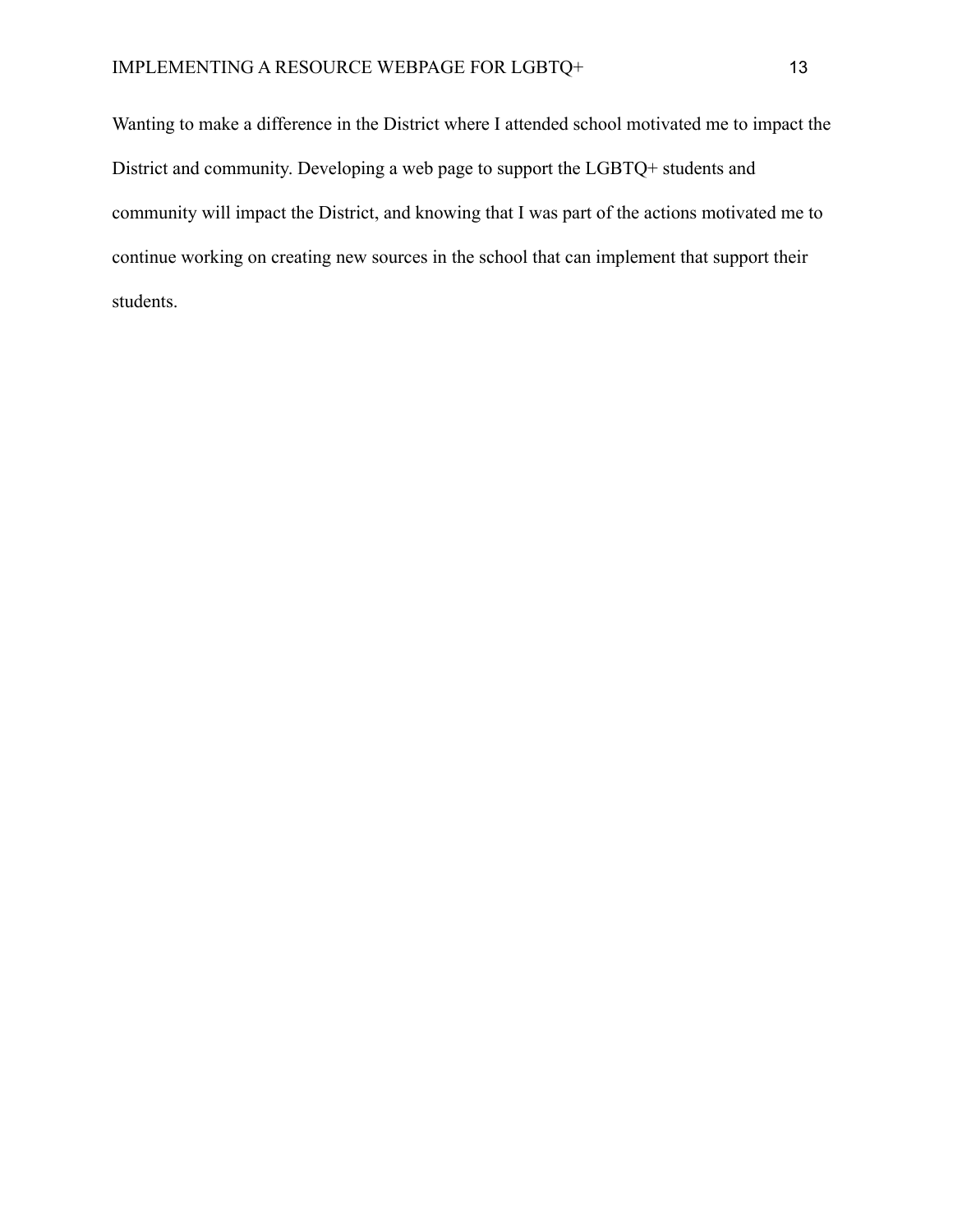Wanting to make a difference in the District where I attended school motivated me to impact the District and community. Developing a web page to support the LGBTQ+ students and community will impact the District, and knowing that I was part of the actions motivated me to continue working on creating new sources in the school that can implement that support their students.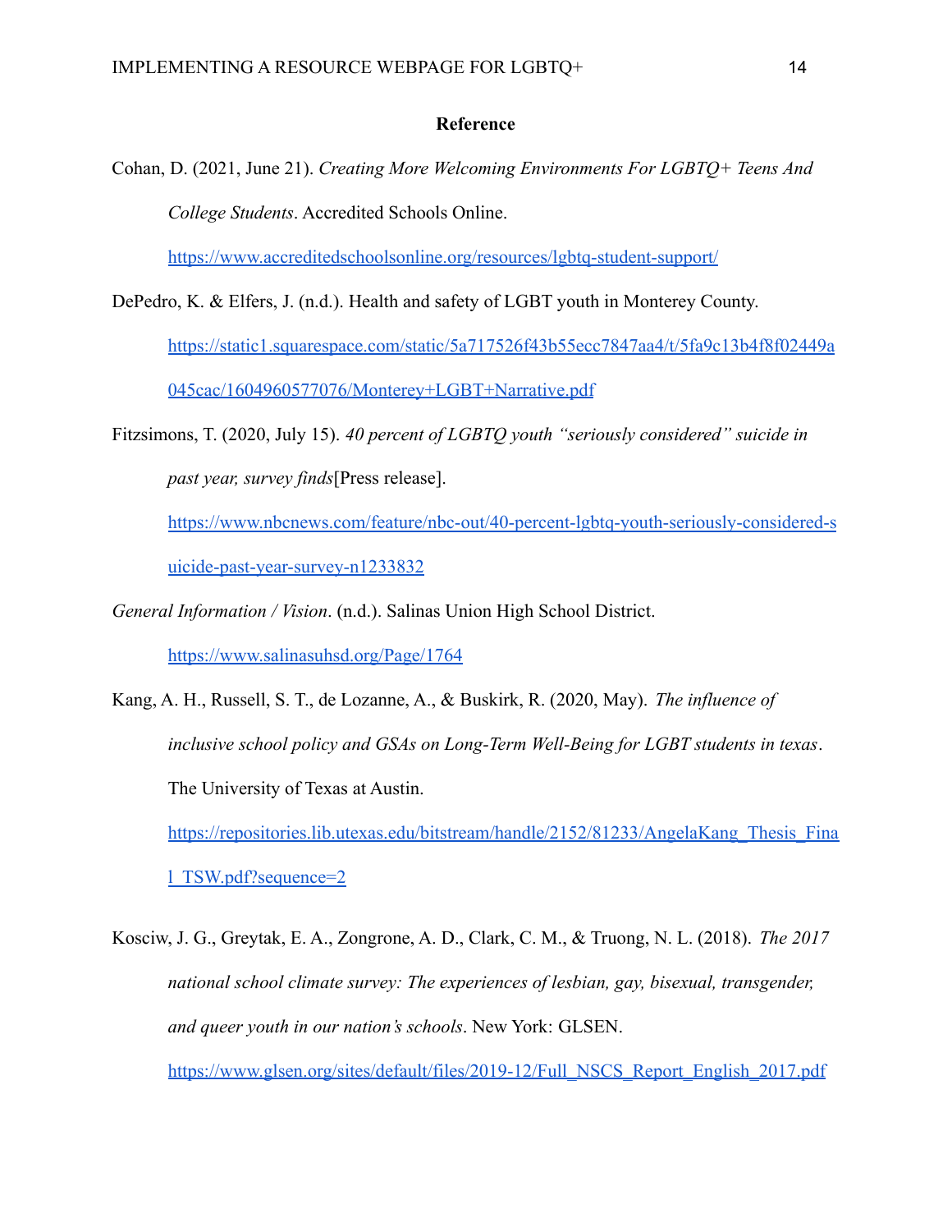**Reference**

Cohan, D. (2021, June 21). *Creating More Welcoming Environments For LGBTQ+ Teens And College Students*. Accredited Schools Online. https://www.accreditedschoolsonline.org/resources/lgbtq-student-support/

DePedro, K. & Elfers, J. (n.d.). Health and safety of LGBT youth in Monterey County. https://static1.squarespace.com/static/5a717526f43b55ecc7847aa4/t/5fa9c13b4f8f02449a045cac/1604960577076/Monterey+LGBT+Narrative.pdf

Fitzsimons, T. (2020, July 15). *40 percent of LGBTQ youth "seriously considered" suicide in past year, survey finds*[Press release]. https://www.nbcnews.com/feature/nbc-out/40-percent-lgbtq-youth-seriously-considered-suicide-past-year-survey-n1233832

*General Information / Vision*. (n.d.). Salinas Union High School District. https://www.salinasuhsd.org/Page/1764

Kang, A. H., Russell, S. T., de Lozanne, A., & Buskirk, R. (2020, May). *The influence of inclusive school policy and GSAs on Long-Term Well-Being for LGBT students in texas*. The University of Texas at Austin. https://repositories.lib.utexas.edu/bitstream/handle/2152/81233/AngelaKang_Thesis_Final_TSW.pdf?sequence=2

Kosciw, J. G., Greytak, E. A., Zongrone, A. D., Clark, C. M., & Truong, N. L. (2018). *The 2017 national school climate survey: The experiences of lesbian, gay, bisexual, transgender, and queer youth in our nation's schools*. New York: GLSEN. https://www.glsen.org/sites/default/files/2019-12/Full_NSCS_Report_English_2017.pdf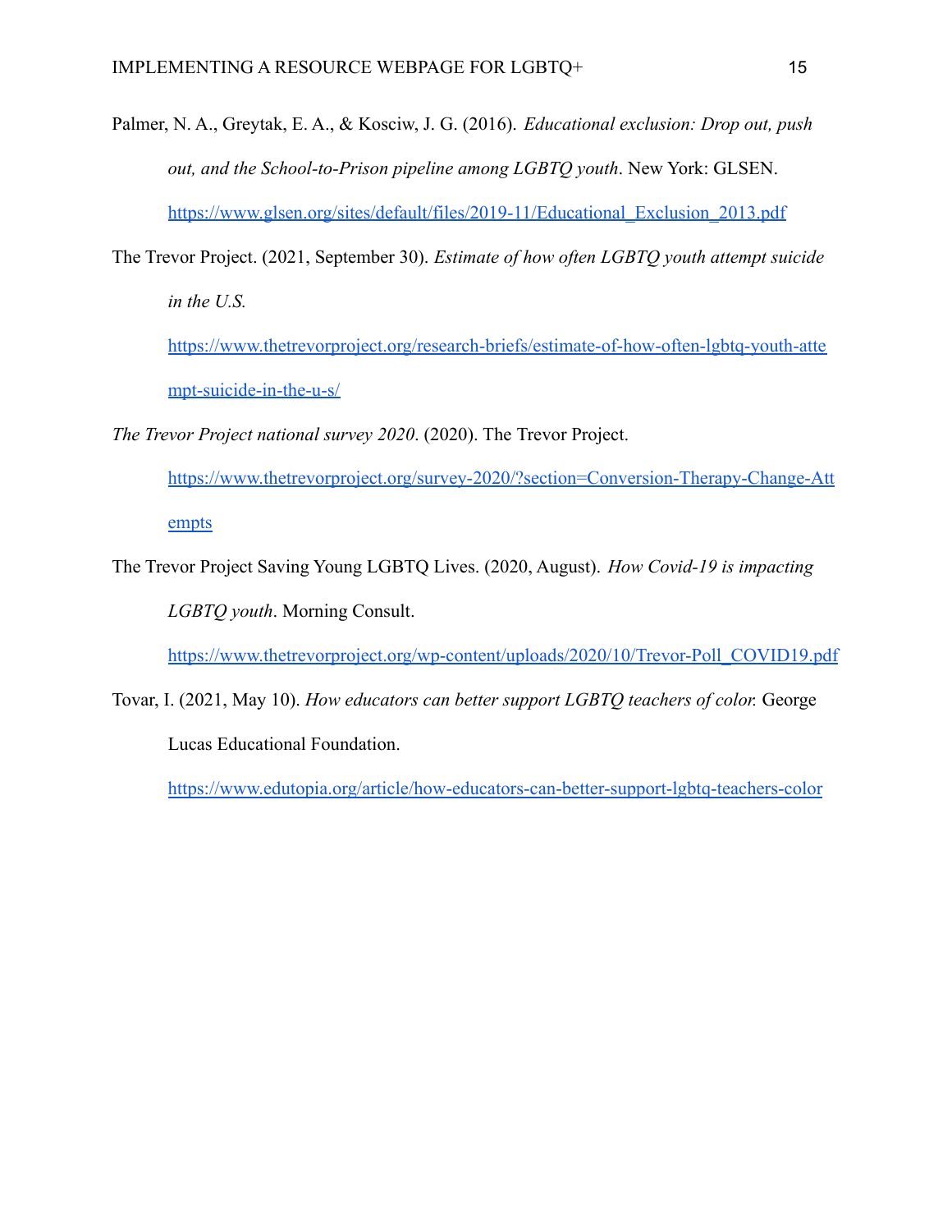Palmer, N. A., Greytak, E. A., & Kosciw, J. G. (2016). *Educational exclusion: Drop out, push out, and the School-to-Prison pipeline among LGBTQ youth*. New York: GLSEN. https://www.glsen.org/sites/default/files/2019-11/Educational_Exclusion_2013.pdf

The Trevor Project. (2021, September 30). *Estimate of how often LGBTQ youth attempt suicide in the U.S.* https://www.thetrevorproject.org/research-briefs/estimate-of-how-often-lgbtq-youth-attempt-suicide-in-the-u-s/

*The Trevor Project national survey 2020*. (2020). The Trevor Project. https://www.thetrevorproject.org/survey-2020/?section=Conversion-Therapy-Change-Attempts

The Trevor Project Saving Young LGBTQ Lives. (2020, August). *How Covid-19 is impacting LGBTQ youth*. Morning Consult. https://www.thetrevorproject.org/wp-content/uploads/2020/10/Trevor-Poll_COVID19.pdf

Tovar, I. (2021, May 10). *How educators can better support LGBTQ teachers of color.* George Lucas Educational Foundation. https://www.edutopia.org/article/how-educators-can-better-support-lgbtq-teachers-color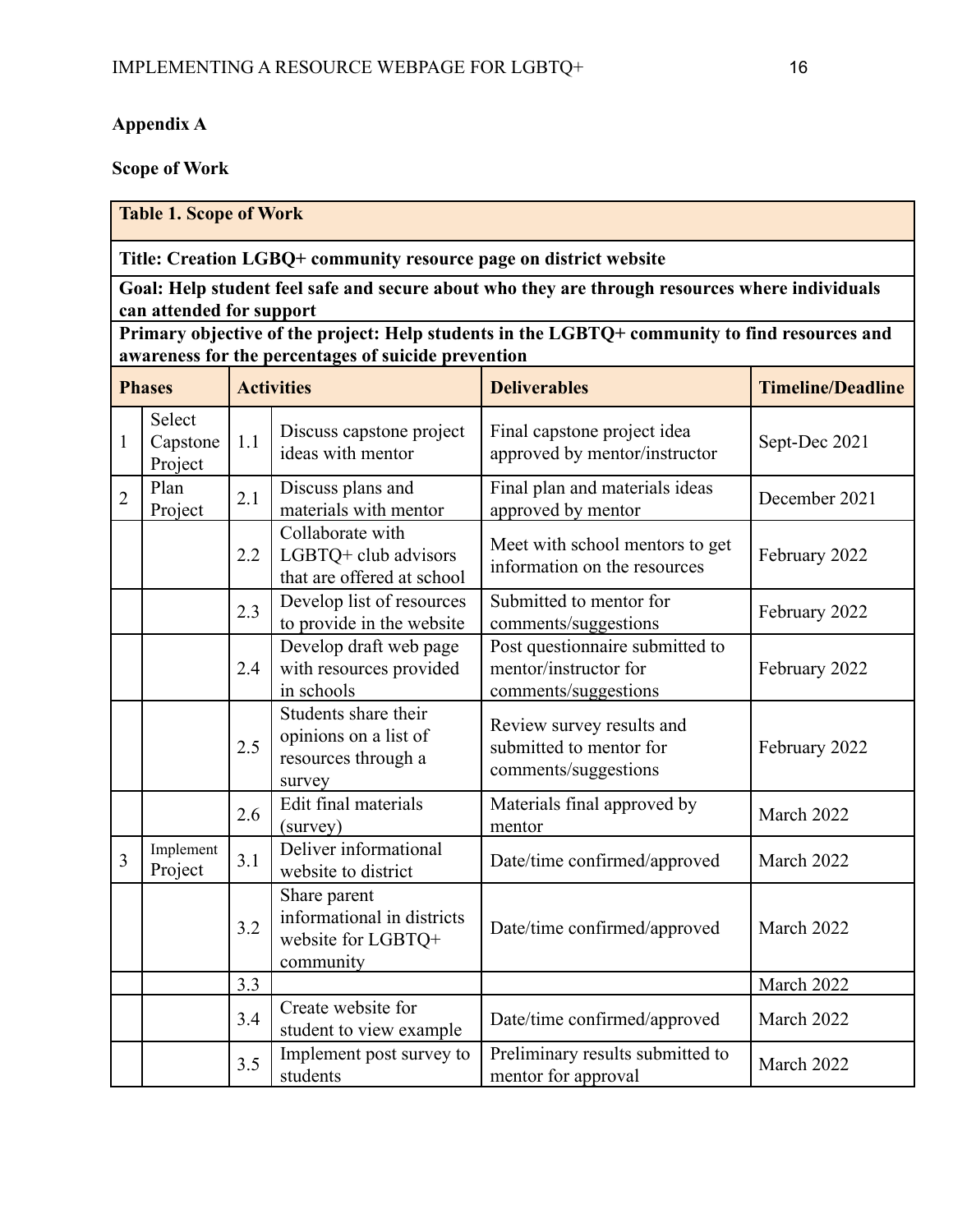**Appendix A**

**Scope of Work**

| **Table 1. Scope of Work** | | | | | |
|---|---|---|---|---|---|
| **Title: Creation LGBQ+ community resource page on district website** | | | | | |
| **Goal: Help student feel safe and secure about who they are through resources where individuals can attended for support** | | | | | |
| **Primary objective of the project: Help students in the LGBTQ+ community to find resources and awareness for the percentages of suicide prevention** | | | | | |
| **Phases** | | **Activities** | | **Deliverables** | **Timeline/Deadline** |
| 1 | Select Capstone Project | 1.1 | Discuss capstone project ideas with mentor | Final capstone project idea approved by mentor/instructor | Sept-Dec 2021 |
| 2 | Plan Project | 2.1 | Discuss plans and materials with mentor | Final plan and materials ideas approved by mentor | December 2021 |
| | | 2.2 | Collaborate with LGBTQ+ club advisors that are offered at school | Meet with school mentors to get information on the resources | February 2022 |
| | | 2.3 | Develop list of resources to provide in the website | Submitted to mentor for comments/suggestions | February 2022 |
| | | 2.4 | Develop draft web page with resources provided in schools | Post questionnaire submitted to mentor/instructor for comments/suggestions | February 2022 |
| | | 2.5 | Students share their opinions on a list of resources through a survey | Review survey results and submitted to mentor for comments/suggestions | February 2022 |
| | | 2.6 | Edit final materials (survey) | Materials final approved by mentor | March 2022 |
| 3 | Implement Project | 3.1 | Deliver informational website to district | Date/time confirmed/approved | March 2022 |
| | | 3.2 | Share parent informational in districts website for LGBTQ+ community | Date/time confirmed/approved | March 2022 |
| | | 3.3 | | | March 2022 |
| | | 3.4 | Create website for student to view example | Date/time confirmed/approved | March 2022 |
| | | 3.5 | Implement post survey to students | Preliminary results submitted to mentor for approval | March 2022 |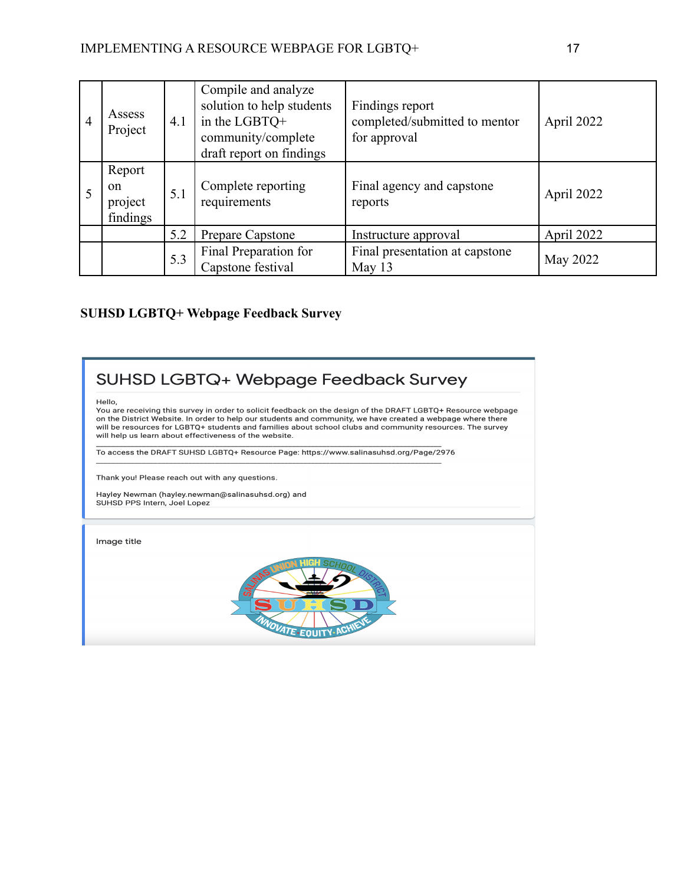| 4 | Assess Project | 4.1 | Compile and analyze solution to help students in the LGBTQ+ community/complete draft report on findings | Findings report completed/submitted to mentor for approval | April 2022 |
|---|---|---|---|---|---|
| 5 | Report on project findings | 5.1 | Complete reporting requirements | Final agency and capstone reports | April 2022 |
| | | 5.2 | Prepare Capstone | Instructure approval | April 2022 |
| | | 5.3 | Final Preparation for Capstone festival | Final presentation at capstone May 13 | May 2022 |

**SUHSD LGBTQ+ Webpage Feedback Survey**

## SUHSD LGBTQ+ Webpage Feedback Survey

Hello,
You are receiving this survey in order to solicit feedback on the design of the DRAFT LGBTQ+ Resource webpage on the District Website. In order to help our students and community, we have created a webpage where there will be resources for LGBTQ+ students and families about school clubs and community resources. The survey will help us learn about effectiveness of the website.

To access the DRAFT SUHSD LGBTQ+ Resource Page: https://www.salinasuhsd.org/Page/2976

Thank you! Please reach out with any questions.

Hayley Newman (hayley.newman@salinasuhsd.org) and
SUHSD PPS Intern, Joel Lopez

Image title

SALINAS UNION HIGH SCHOOL DISTRICT
SUHSD
INNOVATE · EQUITY · ACHIEVE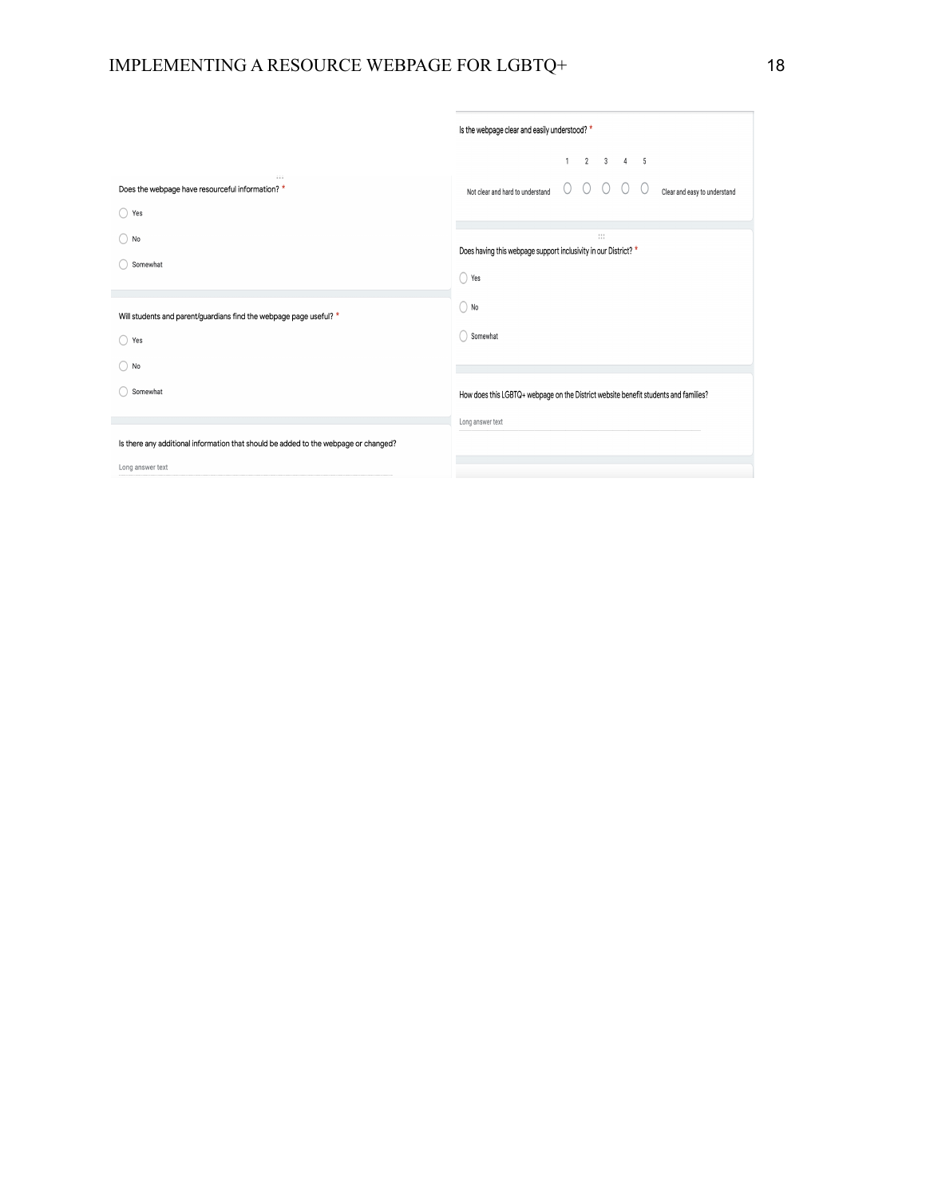Does the webpage have resourceful information? *

- Yes
- No
- Somewhat

Will students and parent/guardians find the webpage page useful? *

- Yes
- No
- Somewhat

Is there any additional information that should be added to the webpage or changed?

Long answer text

Is the webpage clear and easily understood? *

1 2 3 4 5

Not clear and hard to understand ○ ○ ○ ○ ○ Clear and easy to understand

Does having this webpage support inclusivity in our District? *

- Yes
- No
- Somewhat

How does this LGBTQ+ webpage on the District website benefit students and families?

Long answer text